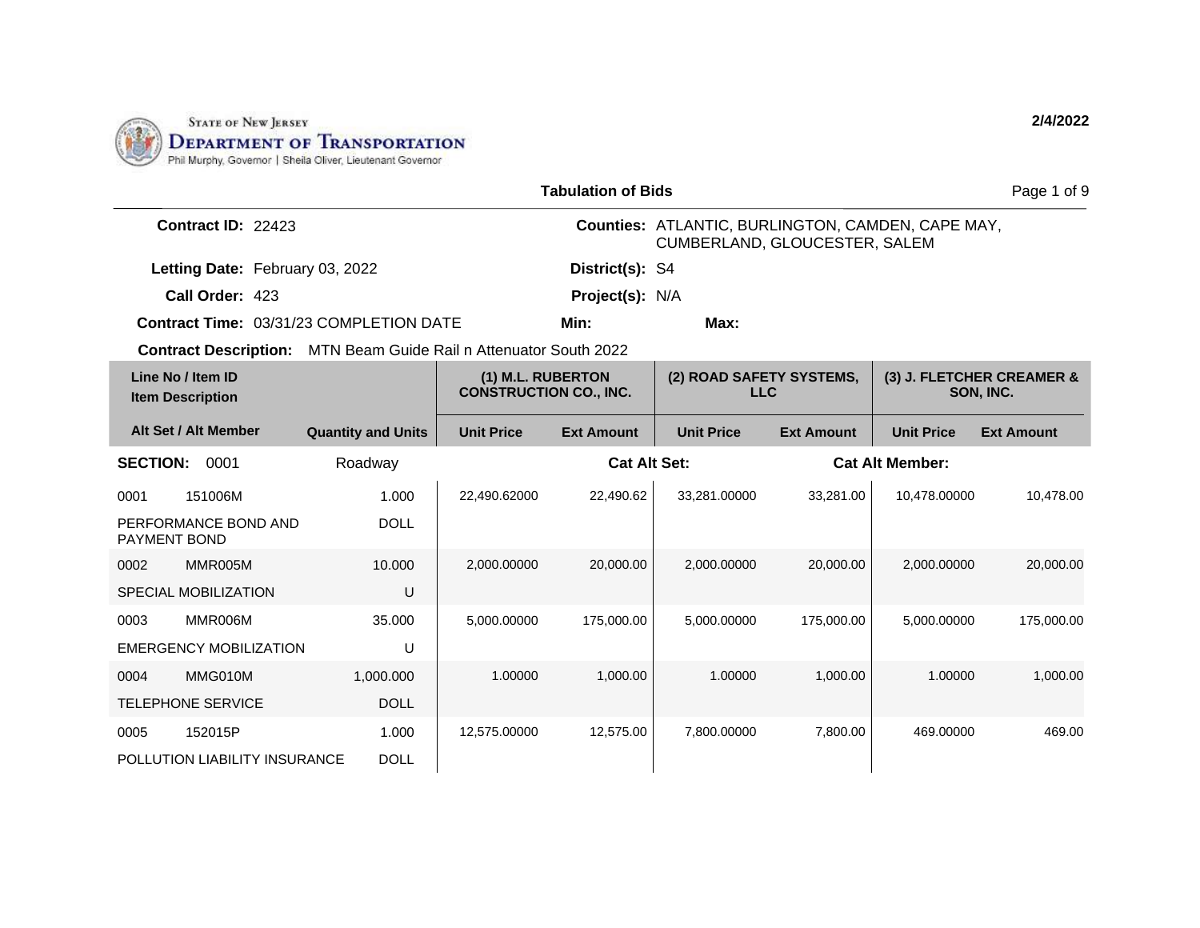State of New Jersey
Department of Transportation
Phil Murphy, Governor | Sheila Oliver, Lieutenant Governor

2/4/2022

## Tabulation of Bids

**Contract ID:** 22423

**Counties:** ATLANTIC, BURLINGTON, CAMDEN, CAPE MAY, CUMBERLAND, GLOUCESTER, SALEM

**Letting Date:** February 03, 2022

**District(s):** S4

**Call Order:** 423

**Project(s):** N/A

**Contract Time:** 03/31/23 COMPLETION DATE

**Min:**

**Max:**

**Contract Description:** MTN Beam Guide Rail n Attenuator South 2022

| Line No / Item ID / Item Description | Alt Set / Alt Member | Quantity and Units | (1) M.L. RUBERTON CONSTRUCTION CO., INC. | | (2) ROAD SAFETY SYSTEMS, LLC | | (3) J. FLETCHER CREAMER & SON, INC. | |
|---|---|---|---|---|---|---|---|---|
| | | | Unit Price | Ext Amount | Unit Price | Ext Amount | Unit Price | Ext Amount |
| **SECTION: 0001** | | Roadway | | **Cat Alt Set:** | | **Cat Alt Member:** | | |
| 0001 151006M PERFORMANCE BOND AND PAYMENT BOND | | 1.000 DOLL | 22,490.62000 | 22,490.62 | 33,281.00000 | 33,281.00 | 10,478.00000 | 10,478.00 |
| 0002 MMR005M SPECIAL MOBILIZATION | | 10.000 U | 2,000.00000 | 20,000.00 | 2,000.00000 | 20,000.00 | 2,000.00000 | 20,000.00 |
| 0003 MMR006M EMERGENCY MOBILIZATION | | 35.000 U | 5,000.00000 | 175,000.00 | 5,000.00000 | 175,000.00 | 5,000.00000 | 175,000.00 |
| 0004 MMG010M TELEPHONE SERVICE | | 1,000.000 DOLL | 1.00000 | 1,000.00 | 1.00000 | 1,000.00 | 1.00000 | 1,000.00 |
| 0005 152015P POLLUTION LIABILITY INSURANCE | | 1.000 DOLL | 12,575.00000 | 12,575.00 | 7,800.00000 | 7,800.00 | 469.00000 | 469.00 |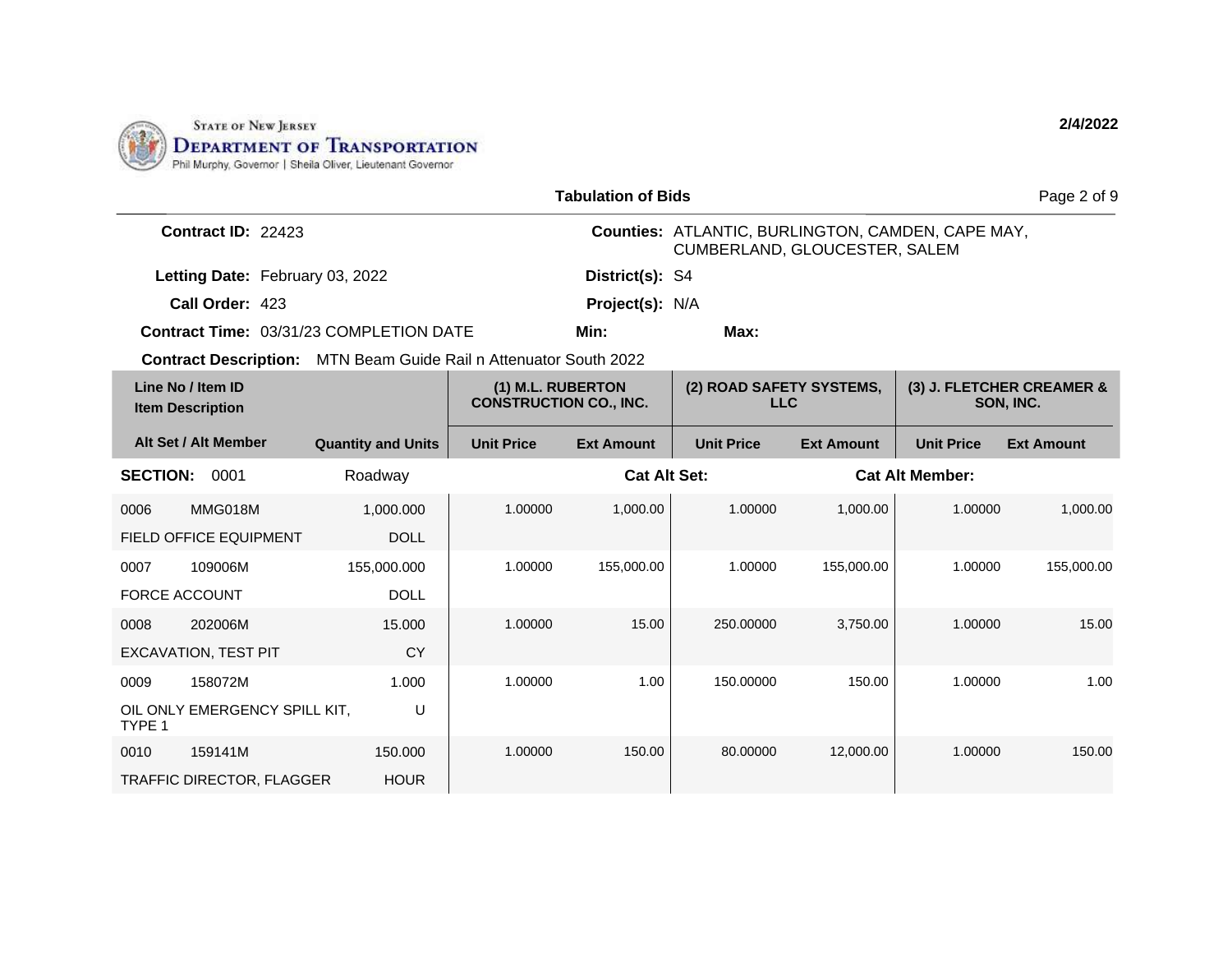STATE OF NEW JERSEY
DEPARTMENT OF TRANSPORTATION
Phil Murphy, Governor | Sheila Oliver, Lieutenant Governor

2/4/2022

## Tabulation of Bids

**Contract ID:** 22423

**Counties:** ATLANTIC, BURLINGTON, CAMDEN, CAPE MAY, CUMBERLAND, GLOUCESTER, SALEM

**Letting Date:** February 03, 2022

**District(s):** S4

**Call Order:** 423

**Project(s):** N/A

**Contract Time:** 03/31/23 COMPLETION DATE

**Min:**

**Max:**

**Contract Description:** MTN Beam Guide Rail n Attenuator South 2022

| Line No / Item ID / Item Description | Alt Set / Alt Member | Quantity and Units | (1) M.L. RUBERTON CONSTRUCTION CO., INC. Unit Price | (1) Ext Amount | (2) ROAD SAFETY SYSTEMS, LLC Unit Price | (2) Ext Amount | (3) J. FLETCHER CREAMER & SON, INC. Unit Price | (3) Ext Amount |
|---|---|---|---|---|---|---|---|---|
| **SECTION: 0001** | | Roadway | | **Cat Alt Set:** | | **Cat Alt Member:** | | |
| 0006 MMG018M FIELD OFFICE EQUIPMENT | | 1,000.000 DOLL | 1.00000 | 1,000.00 | 1.00000 | 1,000.00 | 1.00000 | 1,000.00 |
| 0007 109006M FORCE ACCOUNT | | 155,000.000 DOLL | 1.00000 | 155,000.00 | 1.00000 | 155,000.00 | 1.00000 | 155,000.00 |
| 0008 202006M EXCAVATION, TEST PIT | | 15.000 CY | 1.00000 | 15.00 | 250.00000 | 3,750.00 | 1.00000 | 15.00 |
| 0009 158072M OIL ONLY EMERGENCY SPILL KIT, TYPE 1 | | 1.000 U | 1.00000 | 1.00 | 150.00000 | 150.00 | 1.00000 | 1.00 |
| 0010 159141M TRAFFIC DIRECTOR, FLAGGER | | 150.000 HOUR | 1.00000 | 150.00 | 80.00000 | 12,000.00 | 1.00000 | 150.00 |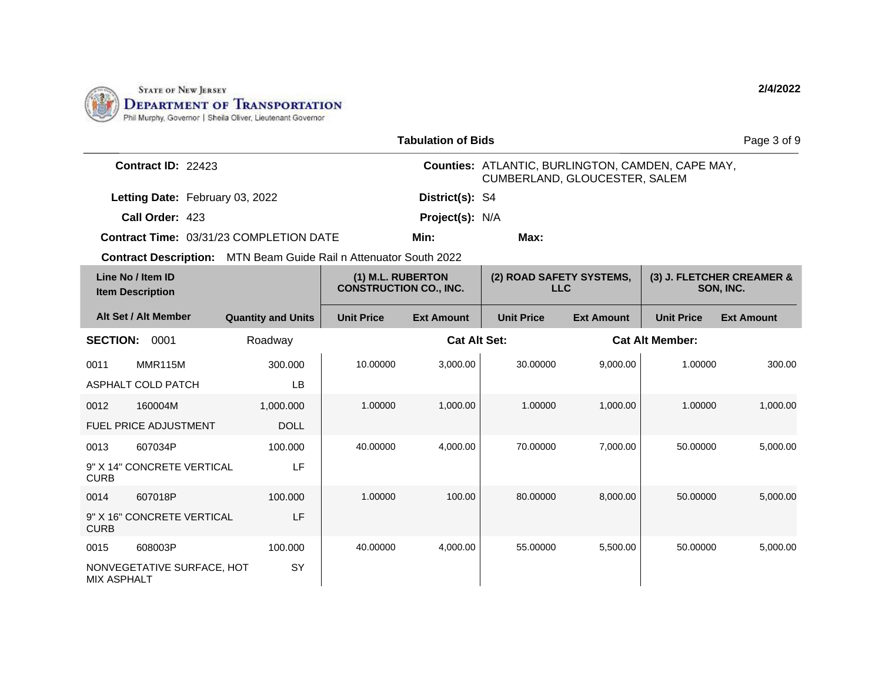State of New Jersey
**Department of Transportation**
Phil Murphy, Governor | Sheila Oliver, Lieutenant Governor

2/4/2022

## Tabulation of Bids

**Contract ID:** 22423

**Counties:** ATLANTIC, BURLINGTON, CAMDEN, CAPE MAY, CUMBERLAND, GLOUCESTER, SALEM

**Letting Date:** February 03, 2022

**District(s):** S4

**Call Order:** 423

**Project(s):** N/A

**Contract Time:** 03/31/23 COMPLETION DATE

**Min:**

**Max:**

**Contract Description:** MTN Beam Guide Rail n Attenuator South 2022

| Line No / Item ID | Item Description | Quantity and Units | (1) M.L. RUBERTON CONSTRUCTION CO., INC. Unit Price | (1) Ext Amount | (2) ROAD SAFETY SYSTEMS, LLC Unit Price | (2) Ext Amount | (3) J. FLETCHER CREAMER & SON, INC. Unit Price | (3) Ext Amount |
|---|---|---|---|---|---|---|---|---|
| **SECTION: 0001** | Roadway | | | **Cat Alt Set:** | | **Cat Alt Member:** | | |
| 0011 MMR115M | ASPHALT COLD PATCH | 300.000 LB | 10.00000 | 3,000.00 | 30.00000 | 9,000.00 | 1.00000 | 300.00 |
| 0012 160004M | FUEL PRICE ADJUSTMENT | 1,000.000 DOLL | 1.00000 | 1,000.00 | 1.00000 | 1,000.00 | 1.00000 | 1,000.00 |
| 0013 607034P | 9" X 14" CONCRETE VERTICAL CURB | 100.000 LF | 40.00000 | 4,000.00 | 70.00000 | 7,000.00 | 50.00000 | 5,000.00 |
| 0014 607018P | 9" X 16" CONCRETE VERTICAL CURB | 100.000 LF | 1.00000 | 100.00 | 80.00000 | 8,000.00 | 50.00000 | 5,000.00 |
| 0015 608003P | NONVEGETATIVE SURFACE, HOT MIX ASPHALT | 100.000 SY | 40.00000 | 4,000.00 | 55.00000 | 5,500.00 | 50.00000 | 5,000.00 |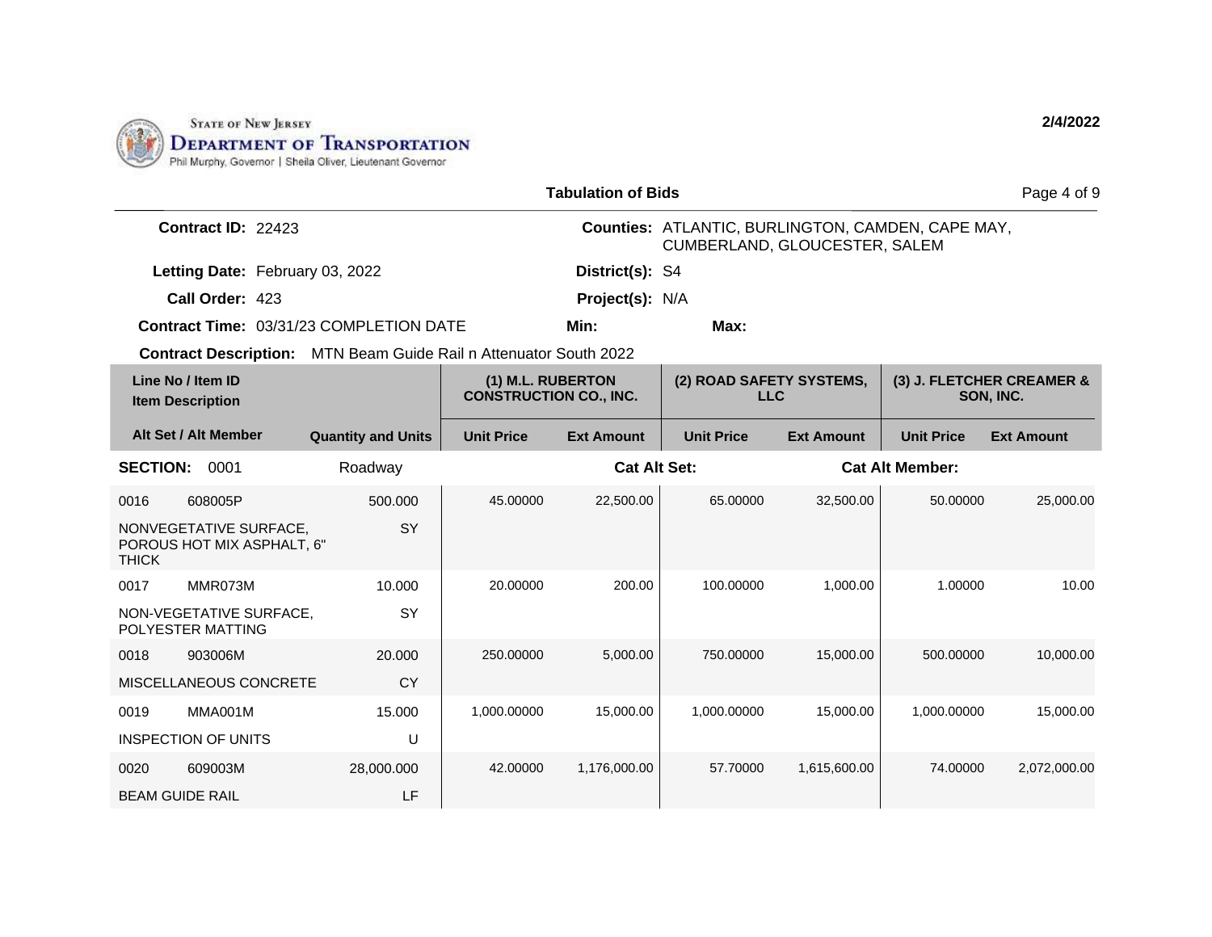STATE OF NEW JERSEY
DEPARTMENT OF TRANSPORTATION
Phil Murphy, Governor | Sheila Oliver, Lieutenant Governor

2/4/2022

## Tabulation of Bids

**Contract ID:** 22423

**Counties:** ATLANTIC, BURLINGTON, CAMDEN, CAPE MAY, CUMBERLAND, GLOUCESTER, SALEM

**Letting Date:** February 03, 2022

**District(s):** S4

**Call Order:** 423

**Project(s):** N/A

**Contract Time:** 03/31/23 COMPLETION DATE

**Min:**

**Max:**

**Contract Description:** MTN Beam Guide Rail n Attenuator South 2022

| Line No / Item ID | Item Description | Quantity and Units | (1) M.L. RUBERTON CONSTRUCTION CO., INC. | | (2) ROAD SAFETY SYSTEMS, LLC | | (3) J. FLETCHER CREAMER & SON, INC. | |
|---|---|---|---|---|---|---|---|---|
| Alt Set / Alt Member | | | Unit Price | Ext Amount | Unit Price | Ext Amount | Unit Price | Ext Amount |
| **SECTION:** 0001 | Roadway | | **Cat Alt Set:** | | | **Cat Alt Member:** | | |
| 0016 608005P | NONVEGETATIVE SURFACE, POROUS HOT MIX ASPHALT, 6" THICK | 500.000 SY | 45.00000 | 22,500.00 | 65.00000 | 32,500.00 | 50.00000 | 25,000.00 |
| 0017 MMR073M | NON-VEGETATIVE SURFACE, POLYESTER MATTING | 10.000 SY | 20.00000 | 200.00 | 100.00000 | 1,000.00 | 1.00000 | 10.00 |
| 0018 903006M | MISCELLANEOUS CONCRETE | 20.000 CY | 250.00000 | 5,000.00 | 750.00000 | 15,000.00 | 500.00000 | 10,000.00 |
| 0019 MMA001M | INSPECTION OF UNITS | 15.000 U | 1,000.00000 | 15,000.00 | 1,000.00000 | 15,000.00 | 1,000.00000 | 15,000.00 |
| 0020 609003M | BEAM GUIDE RAIL | 28,000.000 LF | 42.00000 | 1,176,000.00 | 57.70000 | 1,615,600.00 | 74.00000 | 2,072,000.00 |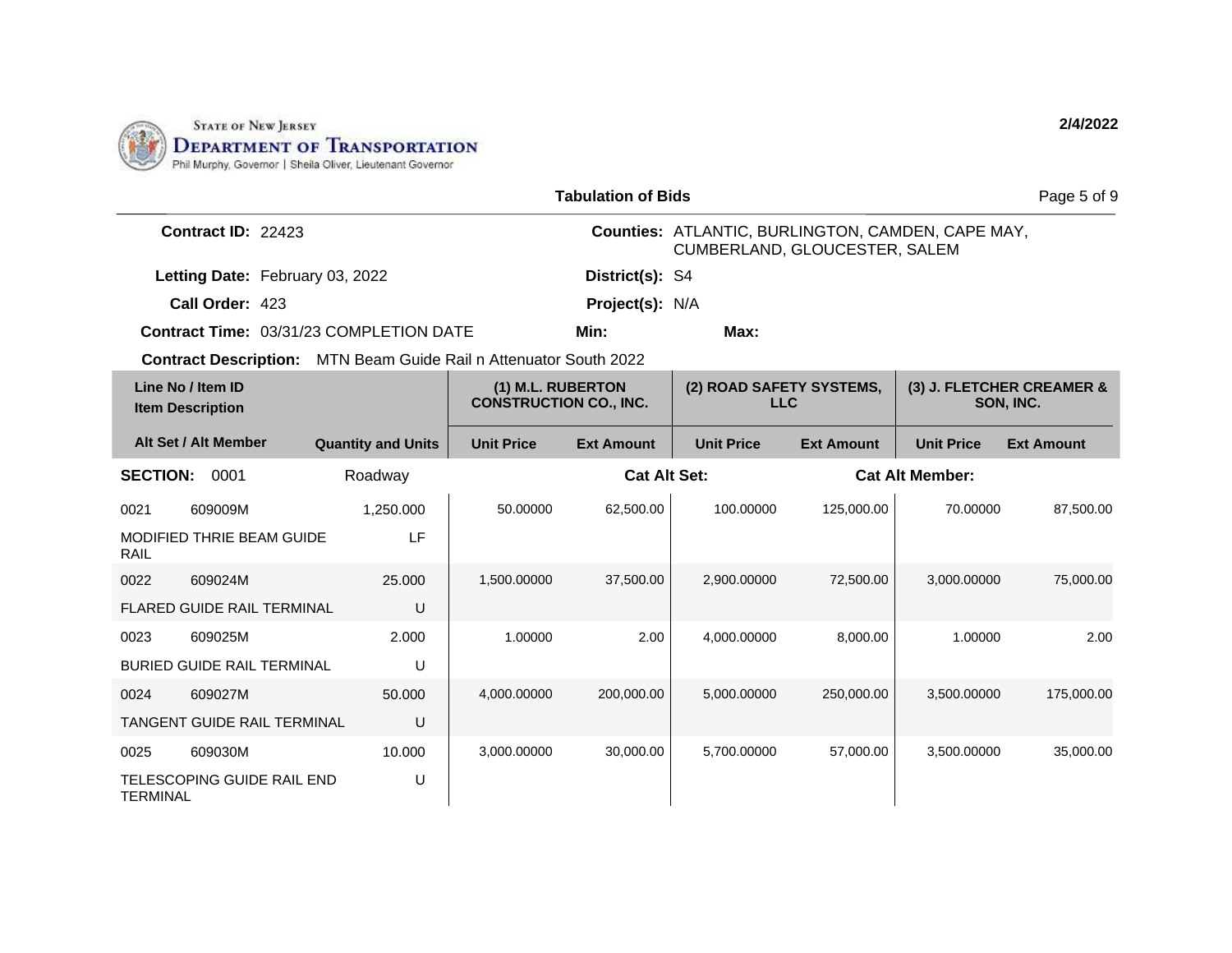**STATE OF NEW JERSEY**
**DEPARTMENT OF TRANSPORTATION**
Phil Murphy, Governor | Sheila Oliver, Lieutenant Governor

2/4/2022

## Tabulation of Bids

**Contract ID:** 22423

**Counties:** ATLANTIC, BURLINGTON, CAMDEN, CAPE MAY, CUMBERLAND, GLOUCESTER, SALEM

**Letting Date:** February 03, 2022

**District(s):** S4

**Call Order:** 423

**Project(s):** N/A

**Contract Time:** 03/31/23 COMPLETION DATE

**Min:**

**Max:**

**Contract Description:** MTN Beam Guide Rail n Attenuator South 2022

| Line No / Item ID / Item Description | Alt Set / Alt Member | Quantity and Units | (1) M.L. RUBERTON CONSTRUCTION CO., INC. | | (2) ROAD SAFETY SYSTEMS, LLC | | (3) J. FLETCHER CREAMER & SON, INC. | |
|---|---|---|---|---|---|---|---|---|
| | | | Unit Price | Ext Amount | Unit Price | Ext Amount | Unit Price | Ext Amount |
| **SECTION: 0001** | | Roadway | | **Cat Alt Set:** | | **Cat Alt Member:** | | |
| 0021 609009M MODIFIED THRIE BEAM GUIDE RAIL | | 1,250.000 LF | 50.00000 | 62,500.00 | 100.00000 | 125,000.00 | 70.00000 | 87,500.00 |
| 0022 609024M FLARED GUIDE RAIL TERMINAL | | 25.000 U | 1,500.00000 | 37,500.00 | 2,900.00000 | 72,500.00 | 3,000.00000 | 75,000.00 |
| 0023 609025M BURIED GUIDE RAIL TERMINAL | | 2.000 U | 1.00000 | 2.00 | 4,000.00000 | 8,000.00 | 1.00000 | 2.00 |
| 0024 609027M TANGENT GUIDE RAIL TERMINAL | | 50.000 U | 4,000.00000 | 200,000.00 | 5,000.00000 | 250,000.00 | 3,500.00000 | 175,000.00 |
| 0025 609030M TELESCOPING GUIDE RAIL END TERMINAL | | 10.000 U | 3,000.00000 | 30,000.00 | 5,700.00000 | 57,000.00 | 3,500.00000 | 35,000.00 |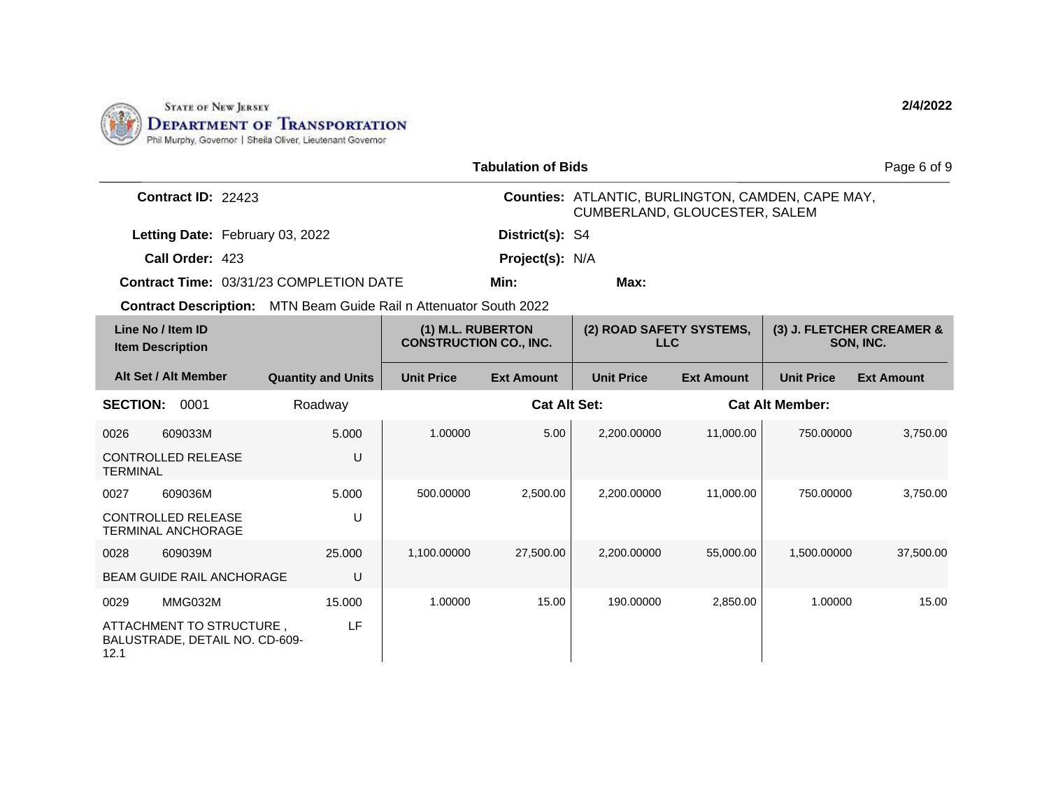State of New Jersey
Department of Transportation
Phil Murphy, Governor | Sheila Oliver, Lieutenant Governor

2/4/2022

## Tabulation of Bids

**Contract ID:** 22423

**Counties:** ATLANTIC, BURLINGTON, CAMDEN, CAPE MAY, CUMBERLAND, GLOUCESTER, SALEM

**Letting Date:** February 03, 2022

**District(s):** S4

**Call Order:** 423

**Project(s):** N/A

**Contract Time:** 03/31/23 COMPLETION DATE

**Min:**

**Max:**

**Contract Description:** MTN Beam Guide Rail n Attenuator South 2022

| Line No / Item ID | Item Description | Quantity and Units | (1) M.L. RUBERTON CONSTRUCTION CO., INC. Unit Price | (1) Ext Amount | (2) ROAD SAFETY SYSTEMS, LLC Unit Price | (2) Ext Amount | (3) J. FLETCHER CREAMER & SON, INC. Unit Price | (3) Ext Amount |
|---|---|---|---|---|---|---|---|---|
| **SECTION: 0001** | Roadway | | **Cat Alt Set:** | | | **Cat Alt Member:** | | |
| 0026 609033M | CONTROLLED RELEASE TERMINAL | 5.000 U | 1.00000 | 5.00 | 2,200.00000 | 11,000.00 | 750.00000 | 3,750.00 |
| 0027 609036M | CONTROLLED RELEASE TERMINAL ANCHORAGE | 5.000 U | 500.00000 | 2,500.00 | 2,200.00000 | 11,000.00 | 750.00000 | 3,750.00 |
| 0028 609039M | BEAM GUIDE RAIL ANCHORAGE | 25.000 U | 1,100.00000 | 27,500.00 | 2,200.00000 | 55,000.00 | 1,500.00000 | 37,500.00 |
| 0029 MMG032M | ATTACHMENT TO STRUCTURE , BALUSTRADE, DETAIL NO. CD-609-12.1 | 15.000 LF | 1.00000 | 15.00 | 190.00000 | 2,850.00 | 1.00000 | 15.00 |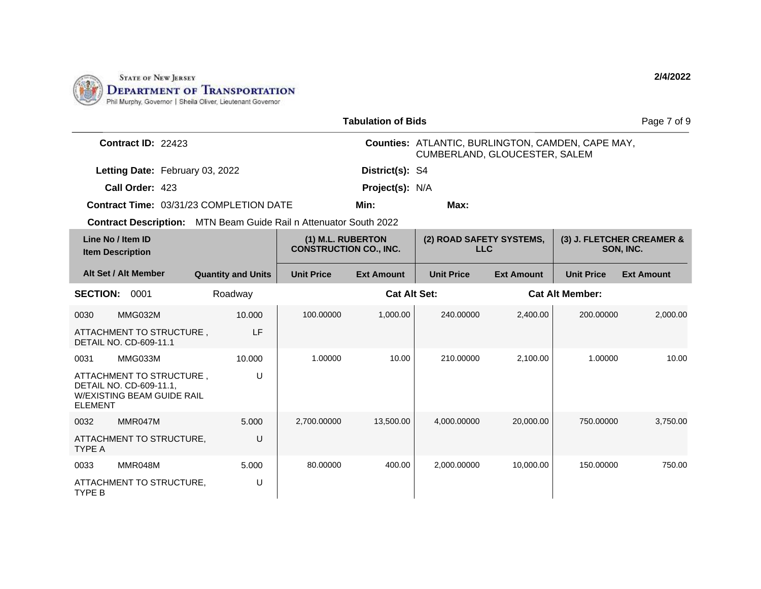STATE OF NEW JERSEY
**DEPARTMENT OF TRANSPORTATION**
Phil Murphy, Governor | Sheila Oliver, Lieutenant Governor

**2/4/2022**

**Tabulation of Bids**

**Contract ID:** 22423

**Counties:** ATLANTIC, BURLINGTON, CAMDEN, CAPE MAY, CUMBERLAND, GLOUCESTER, SALEM

**Letting Date:** February 03, 2022

**District(s):** S4

**Call Order:** 423

**Project(s):** N/A

**Contract Time:** 03/31/23 COMPLETION DATE

**Min:**

**Max:**

**Contract Description:** MTN Beam Guide Rail n Attenuator South 2022

| Line No / Item ID / Item Description | Alt Set / Alt Member | Quantity and Units | (1) M.L. RUBERTON CONSTRUCTION CO., INC. Unit Price | (1) Ext Amount | (2) ROAD SAFETY SYSTEMS, LLC Unit Price | (2) Ext Amount | (3) J. FLETCHER CREAMER & SON, INC. Unit Price | (3) Ext Amount |
|---|---|---|---|---|---|---|---|---|
| **SECTION:** 0001 | | Roadway | | **Cat Alt Set:** | | **Cat Alt Member:** | | |
| 0030 MMG032M ATTACHMENT TO STRUCTURE , DETAIL NO. CD-609-11.1 | | 10.000 LF | 100.00000 | 1,000.00 | 240.00000 | 2,400.00 | 200.00000 | 2,000.00 |
| 0031 MMG033M ATTACHMENT TO STRUCTURE , DETAIL NO. CD-609-11.1, W/EXISTING BEAM GUIDE RAIL ELEMENT | | 10.000 U | 1.00000 | 10.00 | 210.00000 | 2,100.00 | 1.00000 | 10.00 |
| 0032 MMR047M ATTACHMENT TO STRUCTURE, TYPE A | | 5.000 U | 2,700.00000 | 13,500.00 | 4,000.00000 | 20,000.00 | 750.00000 | 3,750.00 |
| 0033 MMR048M ATTACHMENT TO STRUCTURE, TYPE B | | 5.000 U | 80.00000 | 400.00 | 2,000.00000 | 10,000.00 | 150.00000 | 750.00 |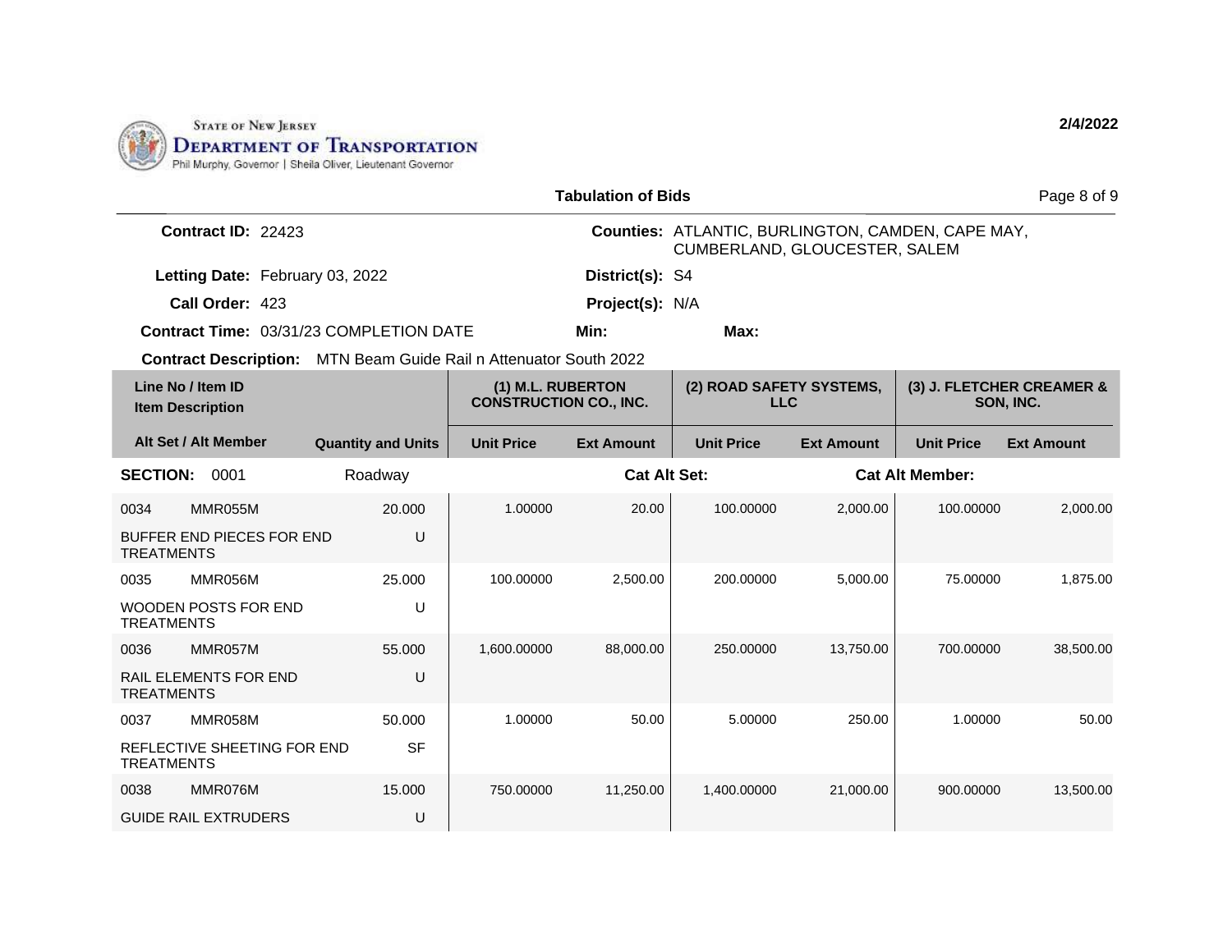STATE OF NEW JERSEY
DEPARTMENT OF TRANSPORTATION
Phil Murphy, Governor | Sheila Oliver, Lieutenant Governor

**2/4/2022**

## Tabulation of Bids

**Contract ID:** 22423

**Letting Date:** February 03, 2022

**Call Order:** 423

**Contract Time:** 03/31/23 COMPLETION DATE

**Contract Description:** MTN Beam Guide Rail n Attenuator South 2022

**Counties:** ATLANTIC, BURLINGTON, CAMDEN, CAPE MAY, CUMBERLAND, GLOUCESTER, SALEM

**District(s):** S4

**Project(s):** N/A

**Min:**

**Max:**

| Line No / Item ID | Item Description | Quantity and Units | (1) M.L. RUBERTON CONSTRUCTION CO., INC. Unit Price | (1) Ext Amount | (2) ROAD SAFETY SYSTEMS, LLC Unit Price | (2) Ext Amount | (3) J. FLETCHER CREAMER & SON, INC. Unit Price | (3) Ext Amount |
|---|---|---|---|---|---|---|---|---|
| **SECTION: 0001** | Roadway | | **Cat Alt Set:** | | | **Cat Alt Member:** | | |
| 0034 MMR055M | BUFFER END PIECES FOR END TREATMENTS | 20.000 U | 1.00000 | 20.00 | 100.00000 | 2,000.00 | 100.00000 | 2,000.00 |
| 0035 MMR056M | WOODEN POSTS FOR END TREATMENTS | 25.000 U | 100.00000 | 2,500.00 | 200.00000 | 5,000.00 | 75.00000 | 1,875.00 |
| 0036 MMR057M | RAIL ELEMENTS FOR END TREATMENTS | 55.000 U | 1,600.00000 | 88,000.00 | 250.00000 | 13,750.00 | 700.00000 | 38,500.00 |
| 0037 MMR058M | REFLECTIVE SHEETING FOR END TREATMENTS | 50.000 SF | 1.00000 | 50.00 | 5.00000 | 250.00 | 1.00000 | 50.00 |
| 0038 MMR076M | GUIDE RAIL EXTRUDERS | 15.000 U | 750.00000 | 11,250.00 | 1,400.00000 | 21,000.00 | 900.00000 | 13,500.00 |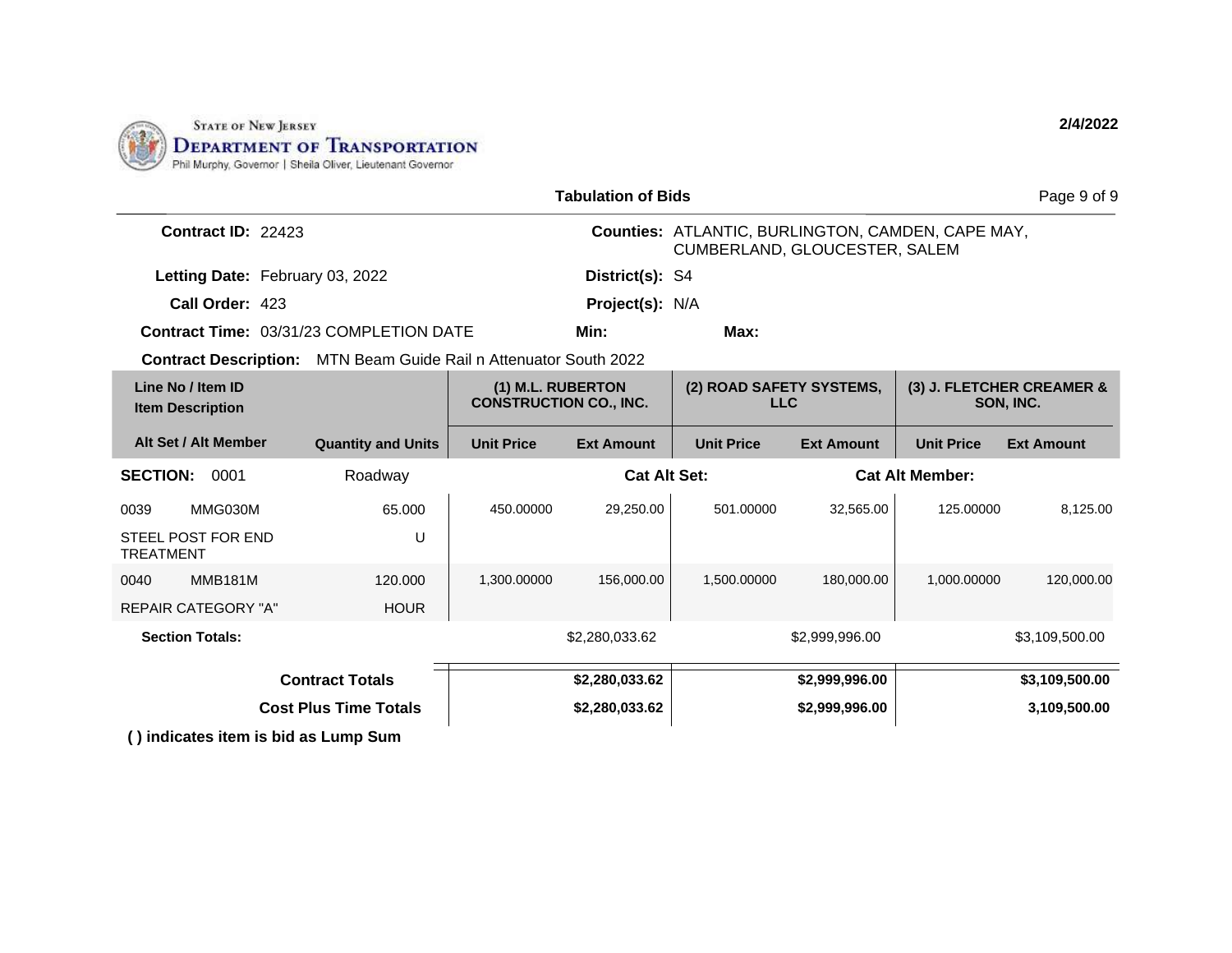STATE OF NEW JERSEY
DEPARTMENT OF TRANSPORTATION
Phil Murphy, Governor | Sheila Oliver, Lieutenant Governor

2/4/2022

**Tabulation of Bids**

**Contract ID:** 22423

**Letting Date:** February 03, 2022

**Call Order:** 423

**Contract Time:** 03/31/23 COMPLETION DATE

**Contract Description:** MTN Beam Guide Rail n Attenuator South 2022

**Counties:** ATLANTIC, BURLINGTON, CAMDEN, CAPE MAY, CUMBERLAND, GLOUCESTER, SALEM

**District(s):** S4

**Project(s):** N/A

**Min:**

**Max:**

| Line No / Item ID<br>Item Description<br>Alt Set / Alt Member | Quantity and Units | (1) M.L. RUBERTON CONSTRUCTION CO., INC. Unit Price | (1) Ext Amount | (2) ROAD SAFETY SYSTEMS, LLC Unit Price | (2) Ext Amount | (3) J. FLETCHER CREAMER & SON, INC. Unit Price | (3) Ext Amount |
|---|---|---|---|---|---|---|---|
| **SECTION:** 0001 | Roadway | **Cat Alt Set:** | | | **Cat Alt Member:** | | |
| 0039 MMG030M<br>STEEL POST FOR END TREATMENT | 65.000<br>U | 450.00000 | 29,250.00 | 501.00000 | 32,565.00 | 125.00000 | 8,125.00 |
| 0040 MMB181M<br>REPAIR CATEGORY "A" | 120.000<br>HOUR | 1,300.00000 | 156,000.00 | 1,500.00000 | 180,000.00 | 1,000.00000 | 120,000.00 |
| **Section Totals:** | | | $2,280,033.62 | | $2,999,996.00 | | $3,109,500.00 |
| **Contract Totals** | | | **$2,280,033.62** | | **$2,999,996.00** | | **$3,109,500.00** |
| **Cost Plus Time Totals** | | | **$2,280,033.62** | | **$2,999,996.00** | | **3,109,500.00** |

**( ) indicates item is bid as Lump Sum**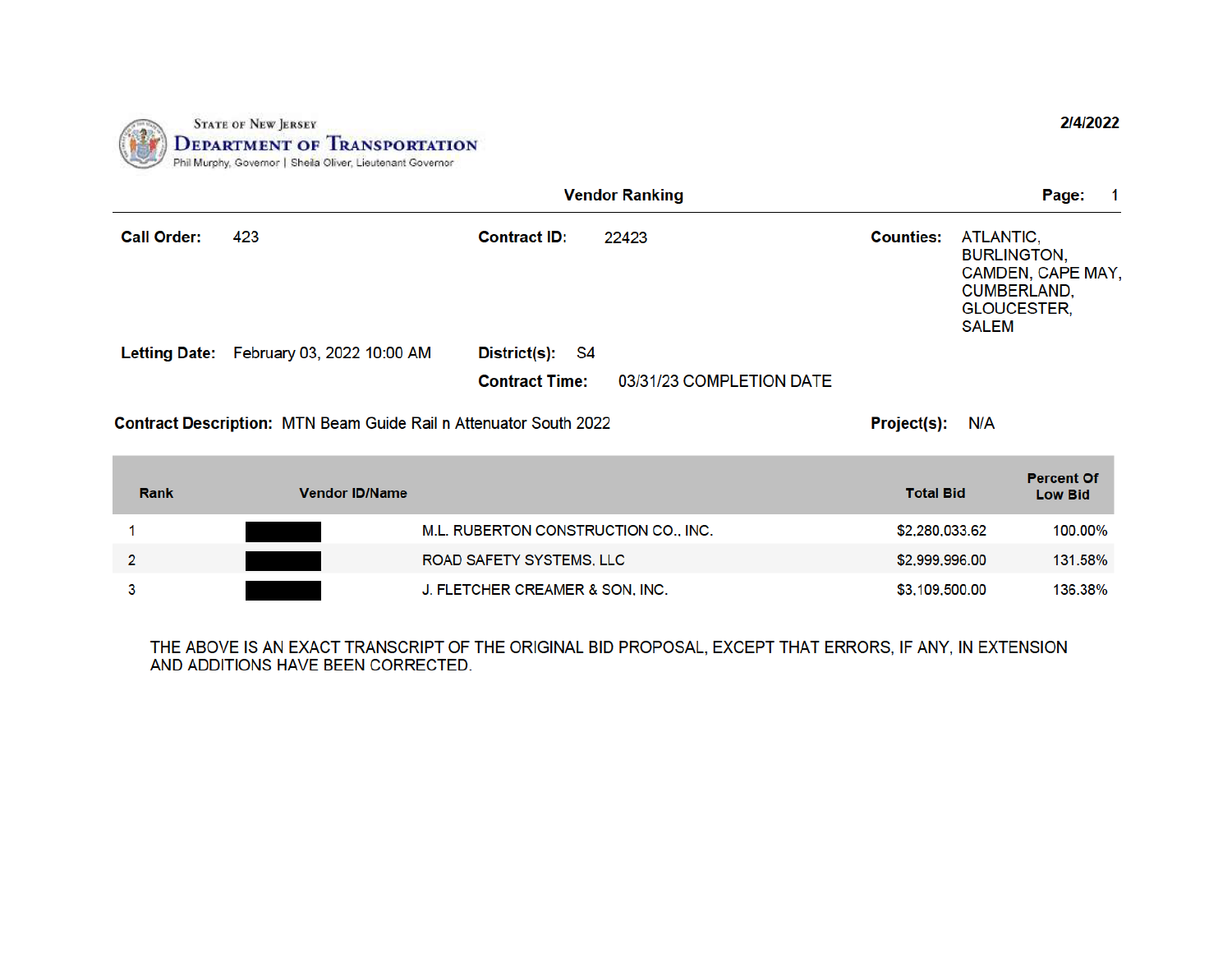State of New Jersey
**Department of Transportation**
Phil Murphy, Governor | Sheila Oliver, Lieutenant Governor

2/4/2022

## Vendor Ranking

**Call Order:** 423

**Contract ID:** 22423

**Counties:** ATLANTIC, BURLINGTON, CAMDEN, CAPE MAY, CUMBERLAND, GLOUCESTER, SALEM

**Letting Date:** February 03, 2022 10:00 AM

**District(s):** S4

**Contract Time:** 03/31/23 COMPLETION DATE

**Contract Description:** MTN Beam Guide Rail n Attenuator South 2022

**Project(s):** N/A

| Rank | Vendor ID/Name | | Total Bid | Percent Of Low Bid |
|---|---|---|---|---|
| 1 | [REDACTED] | M.L. RUBERTON CONSTRUCTION CO., INC. | $2,280,033.62 | 100.00% |
| 2 | [REDACTED] | ROAD SAFETY SYSTEMS, LLC | $2,999,996.00 | 131.58% |
| 3 | [REDACTED] | J. FLETCHER CREAMER & SON, INC. | $3,109,500.00 | 136.38% |

THE ABOVE IS AN EXACT TRANSCRIPT OF THE ORIGINAL BID PROPOSAL, EXCEPT THAT ERRORS, IF ANY, IN EXTENSION AND ADDITIONS HAVE BEEN CORRECTED.